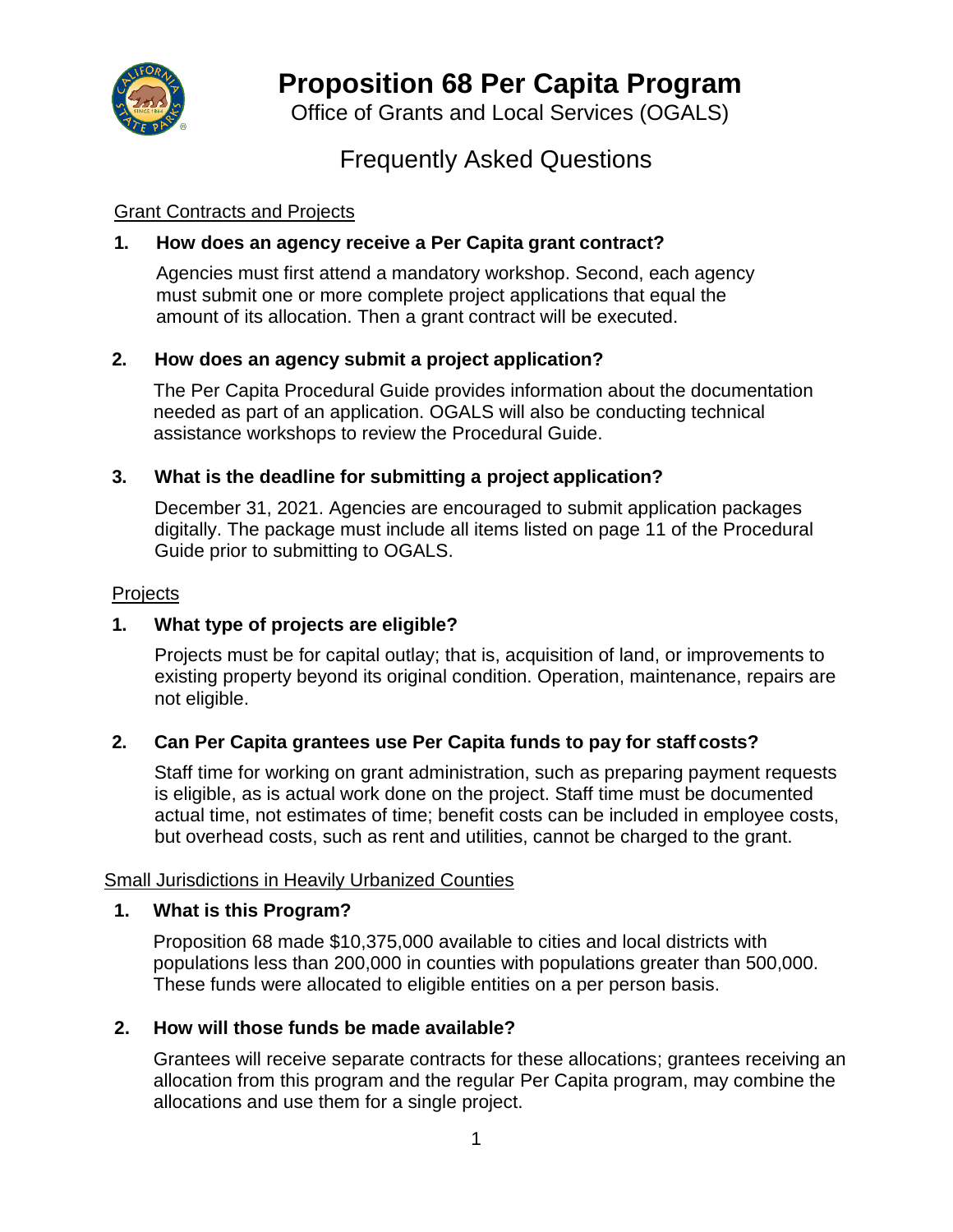# Proposition 68 Per Capita Program

Office of Grants and Local Services (OGALS)

## Frequently Asked Questions

### Grant Contracts and Projects

**1. How does an agency receive a Per Capita grant contract?**

Agencies must first attend a mandatory workshop. Second, each agency must submit one or more complete project applications that equal the amount of its allocation. Then a grant contract will be executed.

**2. How does an agency submit a project application?**

The Per Capita Procedural Guide provides information about the documentation needed as part of an application. OGALS will also be conducting technical assistance workshops to review the Procedural Guide.

**3. What is the deadline for submitting a project application?**

December 31, 2021. Agencies are encouraged to submit application packages digitally. The package must include all items listed on page 11 of the Procedural Guide prior to submitting to OGALS.

### Projects

**1. What type of projects are eligible?**

Projects must be for capital outlay; that is, acquisition of land, or improvements to existing property beyond its original condition. Operation, maintenance, repairs are not eligible.

**2. Can Per Capita grantees use Per Capita funds to pay for staff costs?**

Staff time for working on grant administration, such as preparing payment requests is eligible, as is actual work done on the project. Staff time must be documented actual time, not estimates of time; benefit costs can be included in employee costs, but overhead costs, such as rent and utilities, cannot be charged to the grant.

### Small Jurisdictions in Heavily Urbanized Counties

**1. What is this Program?**

Proposition 68 made $10,375,000 available to cities and local districts with populations less than 200,000 in counties with populations greater than 500,000. These funds were allocated to eligible entities on a per person basis.

**2. How will those funds be made available?**

Grantees will receive separate contracts for these allocations; grantees receiving an allocation from this program and the regular Per Capita program, may combine the allocations and use them for a single project.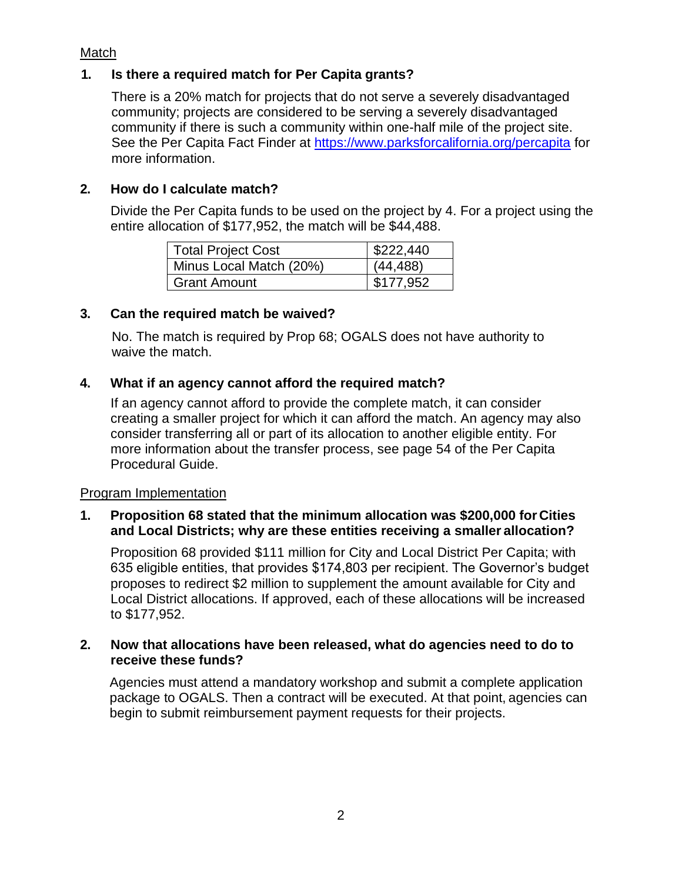## Match

1. **Is there a required match for Per Capita grants?**

   There is a 20% match for projects that do not serve a severely disadvantaged community; projects are considered to be serving a severely disadvantaged community if there is such a community within one-half mile of the project site. See the Per Capita Fact Finder at [https://www.parksforcalifornia.org/percapita](https://www.parksforcalifornia.org/percapita) for more information.

2. **How do I calculate match?**

   Divide the Per Capita funds to be used on the project by 4. For a project using the entire allocation of $177,952, the match will be $44,488.

   | | |
   |---|---|
   | Total Project Cost | $222,440 |
   | Minus Local Match (20%) | (44,488) |
   | Grant Amount | $177,952 |

3. **Can the required match be waived?**

   No. The match is required by Prop 68; OGALS does not have authority to waive the match.

4. **What if an agency cannot afford the required match?**

   If an agency cannot afford to provide the complete match, it can consider creating a smaller project for which it can afford the match. An agency may also consider transferring all or part of its allocation to another eligible entity. For more information about the transfer process, see page 54 of the Per Capita Procedural Guide.

## Program Implementation

1. **Proposition 68 stated that the minimum allocation was $200,000 for Cities and Local Districts; why are these entities receiving a smaller allocation?**

   Proposition 68 provided $111 million for City and Local District Per Capita; with 635 eligible entities, that provides $174,803 per recipient. The Governor's budget proposes to redirect $2 million to supplement the amount available for City and Local District allocations. If approved, each of these allocations will be increased to $177,952.

2. **Now that allocations have been released, what do agencies need to do to receive these funds?**

   Agencies must attend a mandatory workshop and submit a complete application package to OGALS. Then a contract will be executed. At that point, agencies can begin to submit reimbursement payment requests for their projects.